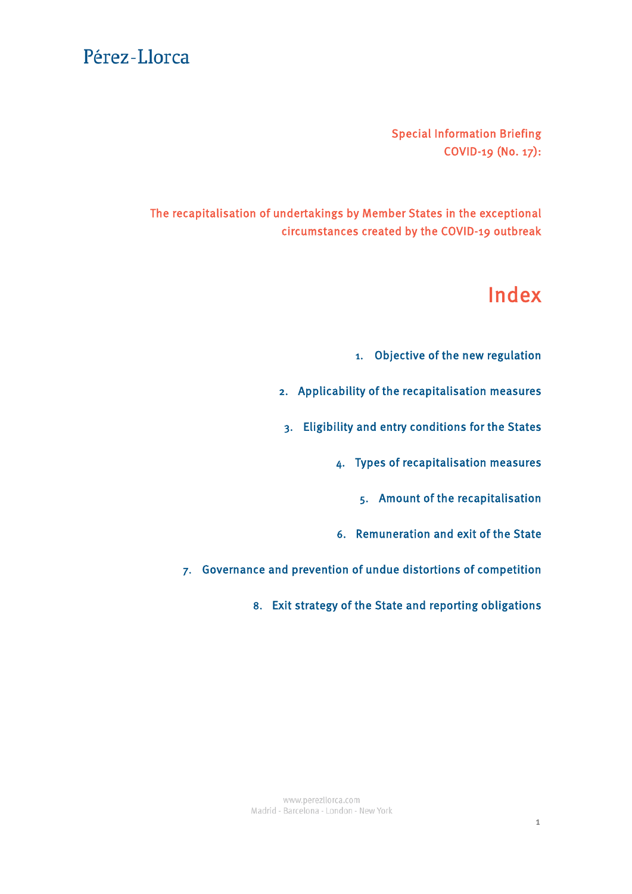Pérez-Llorca

Special Information Briefing
COVID-19 (No. 17):

# The recapitalisation of undertakings by Member States in the exceptional circumstances created by the COVID-19 outbreak

## Index

1. Objective of the new regulation
2. Applicability of the recapitalisation measures
3. Eligibility and entry conditions for the States
4. Types of recapitalisation measures
5. Amount of the recapitalisation
6. Remuneration and exit of the State
7. Governance and prevention of undue distortions of competition
8. Exit strategy of the State and reporting obligations

www.perezllorca.com
Madrid - Barcelona - London - New York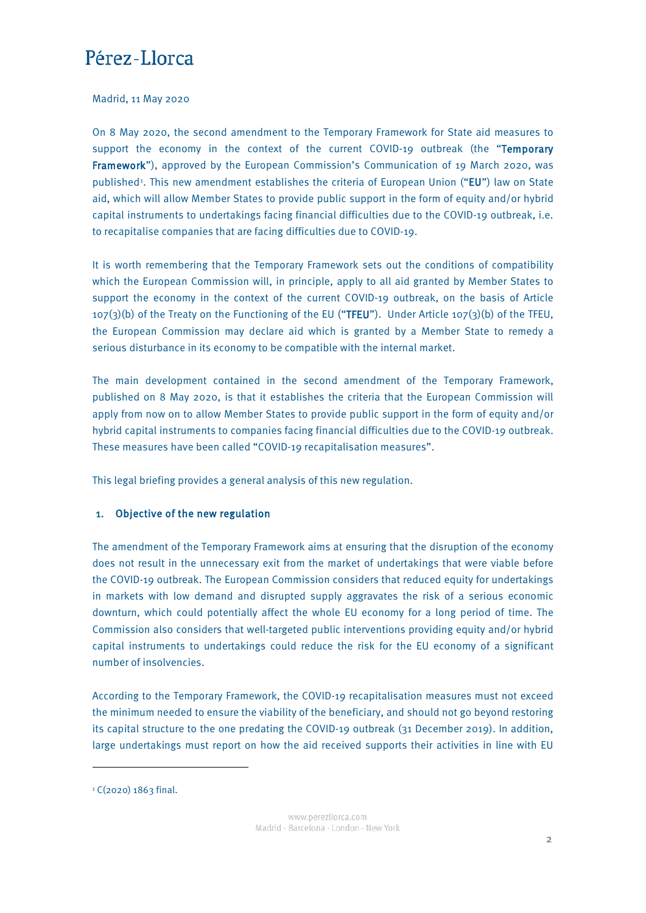Madrid, 11 May 2020

On 8 May 2020, the second amendment to the Temporary Framework for State aid measures to support the economy in the context of the current COVID-19 outbreak (the "**Temporary Framework**"), approved by the European Commission's Communication of 19 March 2020, was published[1]. This new amendment establishes the criteria of European Union ("**EU**") law on State aid, which will allow Member States to provide public support in the form of equity and/or hybrid capital instruments to undertakings facing financial difficulties due to the COVID-19 outbreak, i.e. to recapitalise companies that are facing difficulties due to COVID-19.

It is worth remembering that the Temporary Framework sets out the conditions of compatibility which the European Commission will, in principle, apply to all aid granted by Member States to support the economy in the context of the current COVID-19 outbreak, on the basis of Article 107(3)(b) of the Treaty on the Functioning of the EU ("**TFEU**"). Under Article 107(3)(b) of the TFEU, the European Commission may declare aid which is granted by a Member State to remedy a serious disturbance in its economy to be compatible with the internal market.

The main development contained in the second amendment of the Temporary Framework, published on 8 May 2020, is that it establishes the criteria that the European Commission will apply from now on to allow Member States to provide public support in the form of equity and/or hybrid capital instruments to companies facing financial difficulties due to the COVID-19 outbreak. These measures have been called "COVID-19 recapitalisation measures".

This legal briefing provides a general analysis of this new regulation.

## 1. Objective of the new regulation

The amendment of the Temporary Framework aims at ensuring that the disruption of the economy does not result in the unnecessary exit from the market of undertakings that were viable before the COVID-19 outbreak. The European Commission considers that reduced equity for undertakings in markets with low demand and disrupted supply aggravates the risk of a serious economic downturn, which could potentially affect the whole EU economy for a long period of time. The Commission also considers that well-targeted public interventions providing equity and/or hybrid capital instruments to undertakings could reduce the risk for the EU economy of a significant number of insolvencies.

According to the Temporary Framework, the COVID-19 recapitalisation measures must not exceed the minimum needed to ensure the viability of the beneficiary, and should not go beyond restoring its capital structure to the one predating the COVID-19 outbreak (31 December 2019). In addition, large undertakings must report on how the aid received supports their activities in line with EU

[1] C(2020) 1863 final.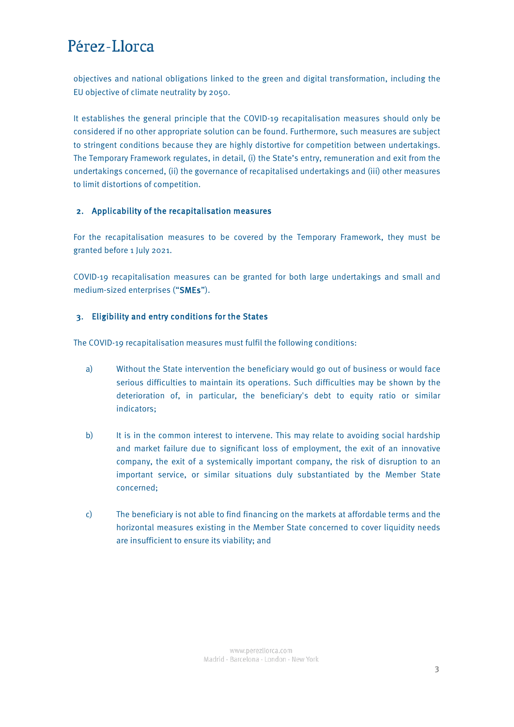objectives and national obligations linked to the green and digital transformation, including the EU objective of climate neutrality by 2050.

It establishes the general principle that the COVID-19 recapitalisation measures should only be considered if no other appropriate solution can be found. Furthermore, such measures are subject to stringent conditions because they are highly distortive for competition between undertakings. The Temporary Framework regulates, in detail, (i) the State's entry, remuneration and exit from the undertakings concerned, (ii) the governance of recapitalised undertakings and (iii) other measures to limit distortions of competition.

## 2. Applicability of the recapitalisation measures

For the recapitalisation measures to be covered by the Temporary Framework, they must be granted before 1 July 2021.

COVID-19 recapitalisation measures can be granted for both large undertakings and small and medium-sized enterprises (**"SMEs"**).

## 3. Eligibility and entry conditions for the States

The COVID-19 recapitalisation measures must fulfil the following conditions:

a) Without the State intervention the beneficiary would go out of business or would face serious difficulties to maintain its operations. Such difficulties may be shown by the deterioration of, in particular, the beneficiary's debt to equity ratio or similar indicators;

b) It is in the common interest to intervene. This may relate to avoiding social hardship and market failure due to significant loss of employment, the exit of an innovative company, the exit of a systemically important company, the risk of disruption to an important service, or similar situations duly substantiated by the Member State concerned;

c) The beneficiary is not able to find financing on the markets at affordable terms and the horizontal measures existing in the Member State concerned to cover liquidity needs are insufficient to ensure its viability; and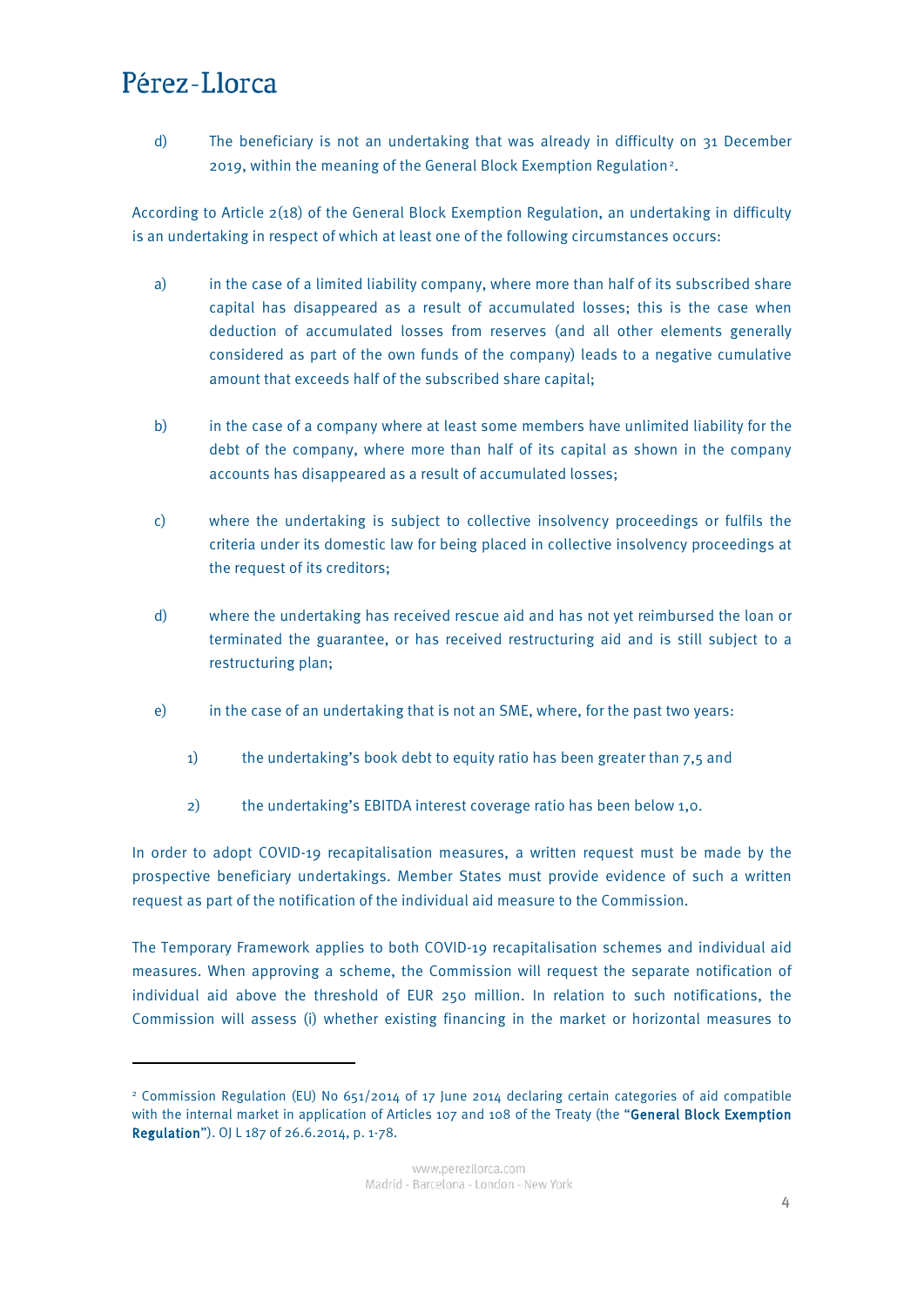d) The beneficiary is not an undertaking that was already in difficulty on 31 December 2019, within the meaning of the General Block Exemption Regulation[2].

According to Article 2(18) of the General Block Exemption Regulation, an undertaking in difficulty is an undertaking in respect of which at least one of the following circumstances occurs:

a) in the case of a limited liability company, where more than half of its subscribed share capital has disappeared as a result of accumulated losses; this is the case when deduction of accumulated losses from reserves (and all other elements generally considered as part of the own funds of the company) leads to a negative cumulative amount that exceeds half of the subscribed share capital;

b) in the case of a company where at least some members have unlimited liability for the debt of the company, where more than half of its capital as shown in the company accounts has disappeared as a result of accumulated losses;

c) where the undertaking is subject to collective insolvency proceedings or fulfils the criteria under its domestic law for being placed in collective insolvency proceedings at the request of its creditors;

d) where the undertaking has received rescue aid and has not yet reimbursed the loan or terminated the guarantee, or has received restructuring aid and is still subject to a restructuring plan;

e) in the case of an undertaking that is not an SME, where, for the past two years:

   1) the undertaking's book debt to equity ratio has been greater than 7,5 and

   2) the undertaking's EBITDA interest coverage ratio has been below 1,0.

In order to adopt COVID-19 recapitalisation measures, a written request must be made by the prospective beneficiary undertakings. Member States must provide evidence of such a written request as part of the notification of the individual aid measure to the Commission.

The Temporary Framework applies to both COVID-19 recapitalisation schemes and individual aid measures. When approving a scheme, the Commission will request the separate notification of individual aid above the threshold of EUR 250 million. In relation to such notifications, the Commission will assess (i) whether existing financing in the market or horizontal measures to

---

[2] Commission Regulation (EU) No 651/2014 of 17 June 2014 declaring certain categories of aid compatible with the internal market in application of Articles 107 and 108 of the Treaty (the "**General Block Exemption Regulation**"). OJ L 187 of 26.6.2014, p. 1-78.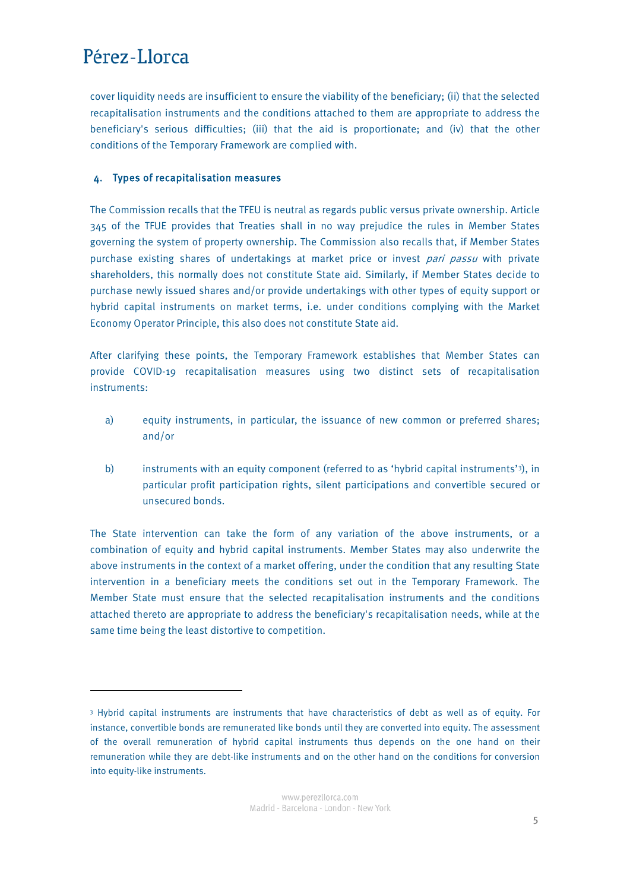cover liquidity needs are insufficient to ensure the viability of the beneficiary; (ii) that the selected recapitalisation instruments and the conditions attached to them are appropriate to address the beneficiary's serious difficulties; (iii) that the aid is proportionate; and (iv) that the other conditions of the Temporary Framework are complied with.

## 4. Types of recapitalisation measures

The Commission recalls that the TFEU is neutral as regards public versus private ownership. Article 345 of the TFUE provides that Treaties shall in no way prejudice the rules in Member States governing the system of property ownership. The Commission also recalls that, if Member States purchase existing shares of undertakings at market price or invest *pari passu* with private shareholders, this normally does not constitute State aid. Similarly, if Member States decide to purchase newly issued shares and/or provide undertakings with other types of equity support or hybrid capital instruments on market terms, i.e. under conditions complying with the Market Economy Operator Principle, this also does not constitute State aid.

After clarifying these points, the Temporary Framework establishes that Member States can provide COVID-19 recapitalisation measures using two distinct sets of recapitalisation instruments:

a) equity instruments, in particular, the issuance of new common or preferred shares; and/or

b) instruments with an equity component (referred to as 'hybrid capital instruments'[3]), in particular profit participation rights, silent participations and convertible secured or unsecured bonds.

The State intervention can take the form of any variation of the above instruments, or a combination of equity and hybrid capital instruments. Member States may also underwrite the above instruments in the context of a market offering, under the condition that any resulting State intervention in a beneficiary meets the conditions set out in the Temporary Framework. The Member State must ensure that the selected recapitalisation instruments and the conditions attached thereto are appropriate to address the beneficiary's recapitalisation needs, while at the same time being the least distortive to competition.

---

[3] Hybrid capital instruments are instruments that have characteristics of debt as well as of equity. For instance, convertible bonds are remunerated like bonds until they are converted into equity. The assessment of the overall remuneration of hybrid capital instruments thus depends on the one hand on their remuneration while they are debt-like instruments and on the other hand on the conditions for conversion into equity-like instruments.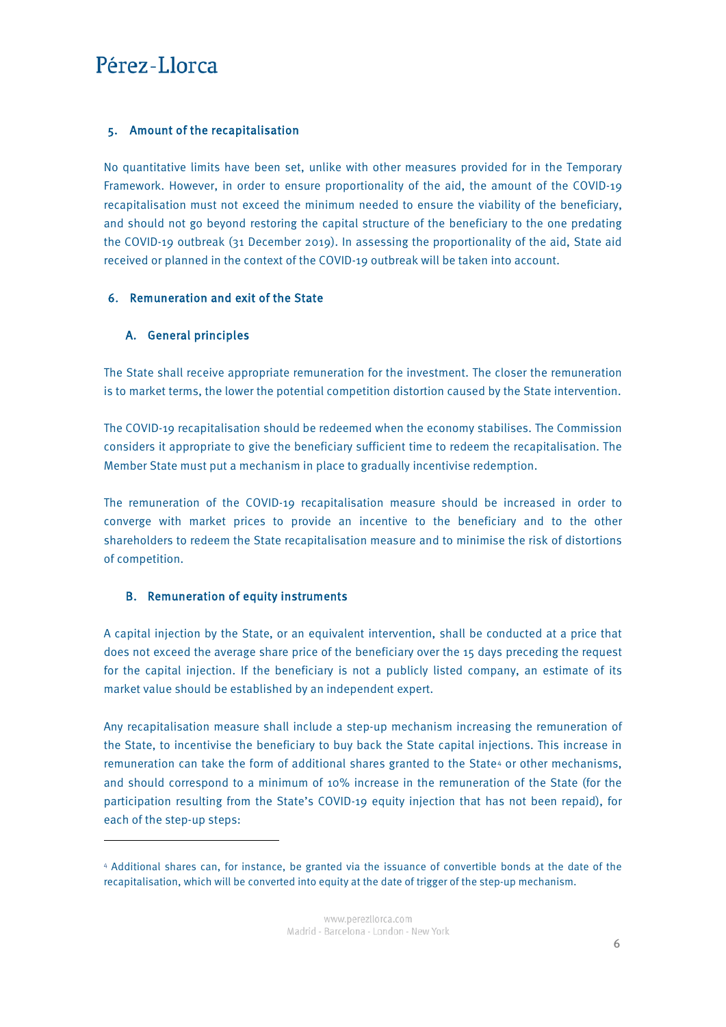## 5. Amount of the recapitalisation

No quantitative limits have been set, unlike with other measures provided for in the Temporary Framework. However, in order to ensure proportionality of the aid, the amount of the COVID-19 recapitalisation must not exceed the minimum needed to ensure the viability of the beneficiary, and should not go beyond restoring the capital structure of the beneficiary to the one predating the COVID-19 outbreak (31 December 2019). In assessing the proportionality of the aid, State aid received or planned in the context of the COVID-19 outbreak will be taken into account.

## 6. Remuneration and exit of the State

### A. General principles

The State shall receive appropriate remuneration for the investment. The closer the remuneration is to market terms, the lower the potential competition distortion caused by the State intervention.

The COVID-19 recapitalisation should be redeemed when the economy stabilises. The Commission considers it appropriate to give the beneficiary sufficient time to redeem the recapitalisation. The Member State must put a mechanism in place to gradually incentivise redemption.

The remuneration of the COVID-19 recapitalisation measure should be increased in order to converge with market prices to provide an incentive to the beneficiary and to the other shareholders to redeem the State recapitalisation measure and to minimise the risk of distortions of competition.

### B. Remuneration of equity instruments

A capital injection by the State, or an equivalent intervention, shall be conducted at a price that does not exceed the average share price of the beneficiary over the 15 days preceding the request for the capital injection. If the beneficiary is not a publicly listed company, an estimate of its market value should be established by an independent expert.

Any recapitalisation measure shall include a step-up mechanism increasing the remuneration of the State, to incentivise the beneficiary to buy back the State capital injections. This increase in remuneration can take the form of additional shares granted to the State[4] or other mechanisms, and should correspond to a minimum of 10% increase in the remuneration of the State (for the participation resulting from the State's COVID-19 equity injection that has not been repaid), for each of the step-up steps:

---

[4] Additional shares can, for instance, be granted via the issuance of convertible bonds at the date of the recapitalisation, which will be converted into equity at the date of trigger of the step-up mechanism.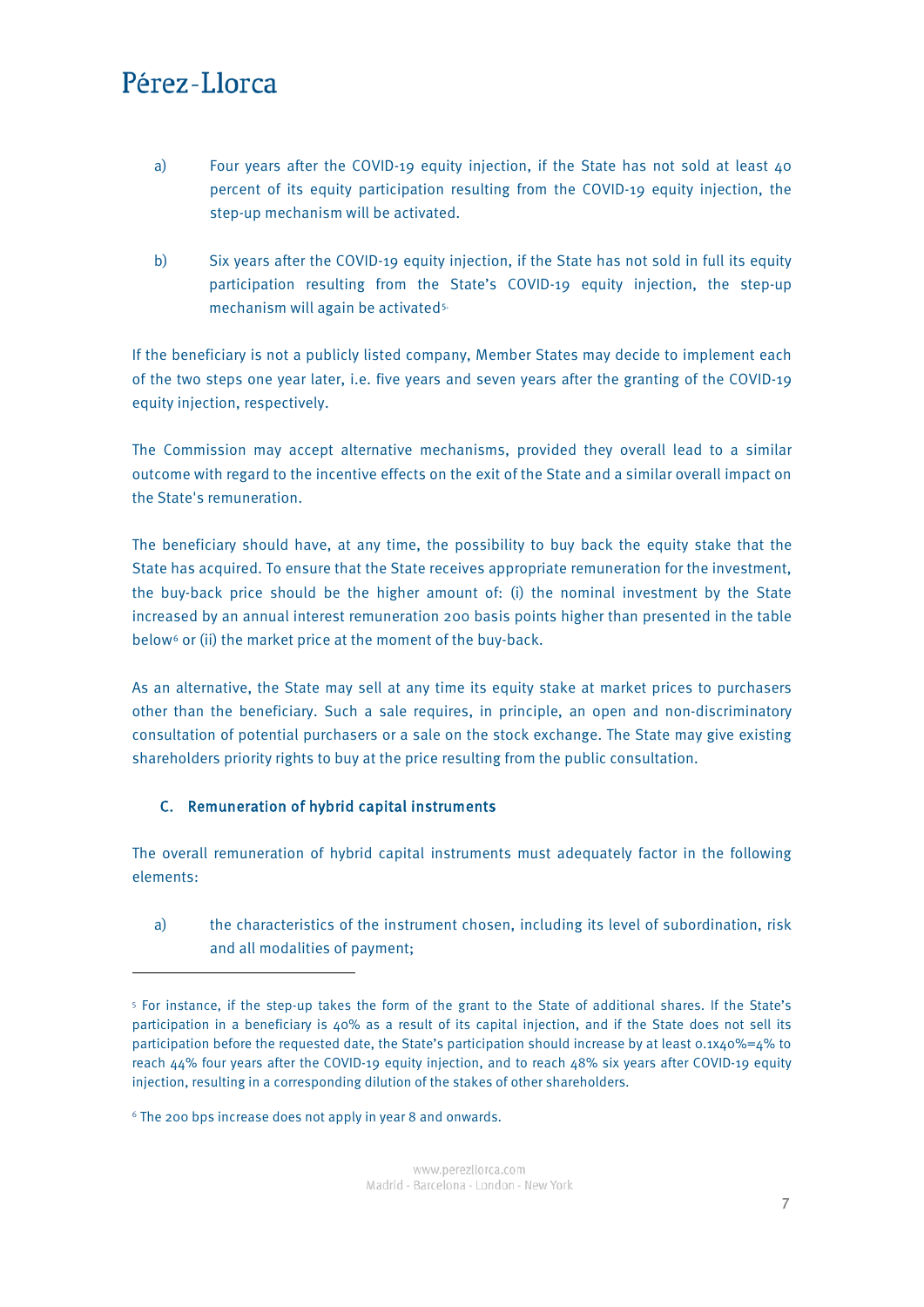a) Four years after the COVID-19 equity injection, if the State has not sold at least 40 percent of its equity participation resulting from the COVID-19 equity injection, the step-up mechanism will be activated.

b) Six years after the COVID-19 equity injection, if the State has not sold in full its equity participation resulting from the State's COVID-19 equity injection, the step-up mechanism will again be activated[5].

If the beneficiary is not a publicly listed company, Member States may decide to implement each of the two steps one year later, i.e. five years and seven years after the granting of the COVID-19 equity injection, respectively.

The Commission may accept alternative mechanisms, provided they overall lead to a similar outcome with regard to the incentive effects on the exit of the State and a similar overall impact on the State's remuneration.

The beneficiary should have, at any time, the possibility to buy back the equity stake that the State has acquired. To ensure that the State receives appropriate remuneration for the investment, the buy-back price should be the higher amount of: (i) the nominal investment by the State increased by an annual interest remuneration 200 basis points higher than presented in the table below[6] or (ii) the market price at the moment of the buy-back.

As an alternative, the State may sell at any time its equity stake at market prices to purchasers other than the beneficiary. Such a sale requires, in principle, an open and non-discriminatory consultation of potential purchasers or a sale on the stock exchange. The State may give existing shareholders priority rights to buy at the price resulting from the public consultation.

### C. Remuneration of hybrid capital instruments

The overall remuneration of hybrid capital instruments must adequately factor in the following elements:

a) the characteristics of the instrument chosen, including its level of subordination, risk and all modalities of payment;

---

[5] For instance, if the step-up takes the form of the grant to the State of additional shares. If the State's participation in a beneficiary is 40% as a result of its capital injection, and if the State does not sell its participation before the requested date, the State's participation should increase by at least 0.1x40%=4% to reach 44% four years after the COVID-19 equity injection, and to reach 48% six years after COVID-19 equity injection, resulting in a corresponding dilution of the stakes of other shareholders.

[6] The 200 bps increase does not apply in year 8 and onwards.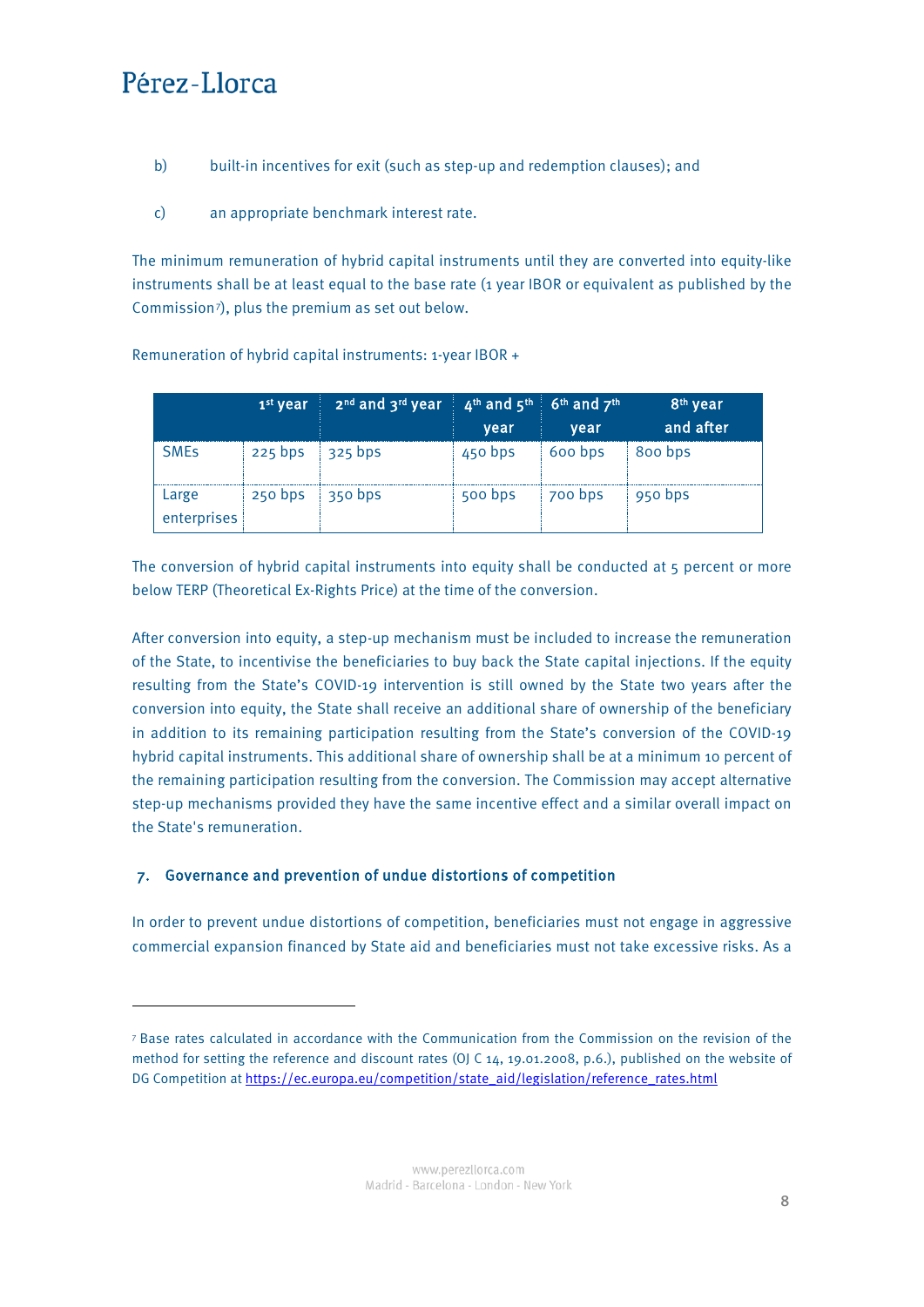b) built-in incentives for exit (such as step-up and redemption clauses); and

c) an appropriate benchmark interest rate.

The minimum remuneration of hybrid capital instruments until they are converted into equity-like instruments shall be at least equal to the base rate (1 year IBOR or equivalent as published by the Commission[7]), plus the premium as set out below.

Remuneration of hybrid capital instruments: 1-year IBOR +

| | 1st year | 2nd and 3rd year | 4th and 5th year | 6th and 7th year | 8th year and after |
|---|---|---|---|---|---|
| SMEs | 225 bps | 325 bps | 450 bps | 600 bps | 800 bps |
| Large enterprises | 250 bps | 350 bps | 500 bps | 700 bps | 950 bps |

The conversion of hybrid capital instruments into equity shall be conducted at 5 percent or more below TERP (Theoretical Ex-Rights Price) at the time of the conversion.

After conversion into equity, a step-up mechanism must be included to increase the remuneration of the State, to incentivise the beneficiaries to buy back the State capital injections. If the equity resulting from the State's COVID-19 intervention is still owned by the State two years after the conversion into equity, the State shall receive an additional share of ownership of the beneficiary in addition to its remaining participation resulting from the State's conversion of the COVID-19 hybrid capital instruments. This additional share of ownership shall be at a minimum 10 percent of the remaining participation resulting from the conversion. The Commission may accept alternative step-up mechanisms provided they have the same incentive effect and a similar overall impact on the State's remuneration.

## 7. Governance and prevention of undue distortions of competition

In order to prevent undue distortions of competition, beneficiaries must not engage in aggressive commercial expansion financed by State aid and beneficiaries must not take excessive risks. As a

---

[7] Base rates calculated in accordance with the Communication from the Commission on the revision of the method for setting the reference and discount rates (OJ C 14, 19.01.2008, p.6.), published on the website of DG Competition at https://ec.europa.eu/competition/state_aid/legislation/reference_rates.html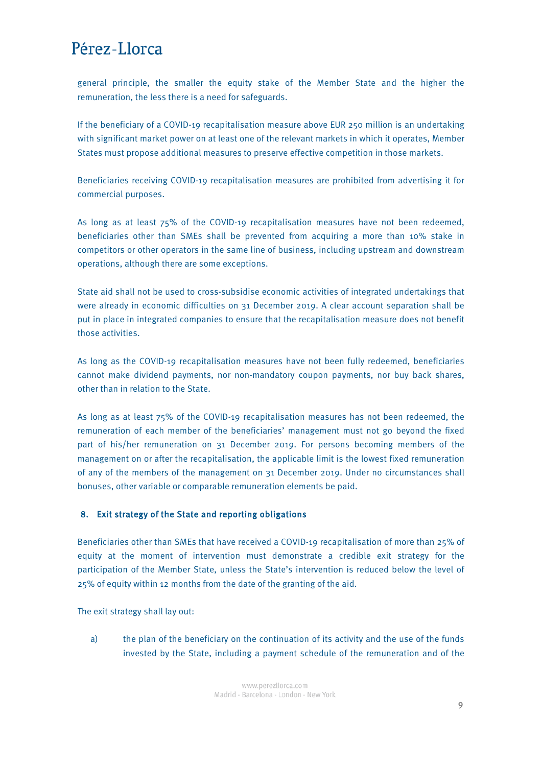general principle, the smaller the equity stake of the Member State and the higher the remuneration, the less there is a need for safeguards.

If the beneficiary of a COVID-19 recapitalisation measure above EUR 250 million is an undertaking with significant market power on at least one of the relevant markets in which it operates, Member States must propose additional measures to preserve effective competition in those markets.

Beneficiaries receiving COVID-19 recapitalisation measures are prohibited from advertising it for commercial purposes.

As long as at least 75% of the COVID-19 recapitalisation measures have not been redeemed, beneficiaries other than SMEs shall be prevented from acquiring a more than 10% stake in competitors or other operators in the same line of business, including upstream and downstream operations, although there are some exceptions.

State aid shall not be used to cross-subsidise economic activities of integrated undertakings that were already in economic difficulties on 31 December 2019. A clear account separation shall be put in place in integrated companies to ensure that the recapitalisation measure does not benefit those activities.

As long as the COVID-19 recapitalisation measures have not been fully redeemed, beneficiaries cannot make dividend payments, nor non-mandatory coupon payments, nor buy back shares, other than in relation to the State.

As long as at least 75% of the COVID-19 recapitalisation measures has not been redeemed, the remuneration of each member of the beneficiaries' management must not go beyond the fixed part of his/her remuneration on 31 December 2019. For persons becoming members of the management on or after the recapitalisation, the applicable limit is the lowest fixed remuneration of any of the members of the management on 31 December 2019. Under no circumstances shall bonuses, other variable or comparable remuneration elements be paid.

## 8. Exit strategy of the State and reporting obligations

Beneficiaries other than SMEs that have received a COVID-19 recapitalisation of more than 25% of equity at the moment of intervention must demonstrate a credible exit strategy for the participation of the Member State, unless the State's intervention is reduced below the level of 25% of equity within 12 months from the date of the granting of the aid.

The exit strategy shall lay out:

a) the plan of the beneficiary on the continuation of its activity and the use of the funds invested by the State, including a payment schedule of the remuneration and of the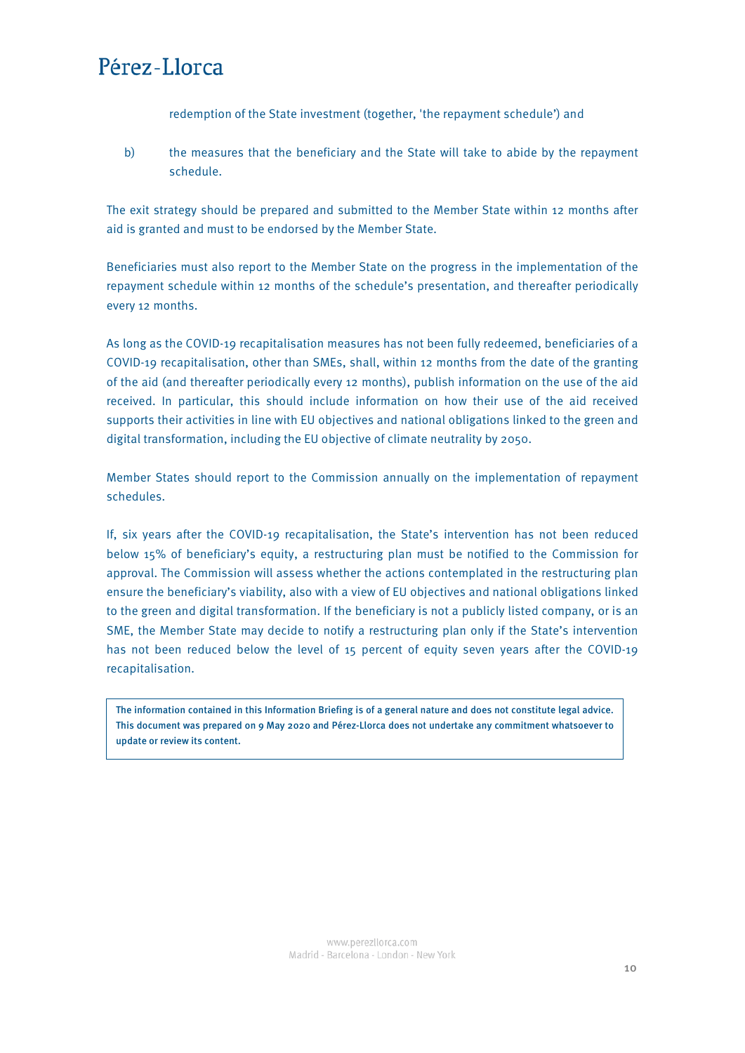redemption of the State investment (together, 'the repayment schedule') and

b) the measures that the beneficiary and the State will take to abide by the repayment schedule.

The exit strategy should be prepared and submitted to the Member State within 12 months after aid is granted and must to be endorsed by the Member State.

Beneficiaries must also report to the Member State on the progress in the implementation of the repayment schedule within 12 months of the schedule's presentation, and thereafter periodically every 12 months.

As long as the COVID-19 recapitalisation measures has not been fully redeemed, beneficiaries of a COVID-19 recapitalisation, other than SMEs, shall, within 12 months from the date of the granting of the aid (and thereafter periodically every 12 months), publish information on the use of the aid received. In particular, this should include information on how their use of the aid received supports their activities in line with EU objectives and national obligations linked to the green and digital transformation, including the EU objective of climate neutrality by 2050.

Member States should report to the Commission annually on the implementation of repayment schedules.

If, six years after the COVID-19 recapitalisation, the State's intervention has not been reduced below 15% of beneficiary's equity, a restructuring plan must be notified to the Commission for approval. The Commission will assess whether the actions contemplated in the restructuring plan ensure the beneficiary's viability, also with a view of EU objectives and national obligations linked to the green and digital transformation. If the beneficiary is not a publicly listed company, or is an SME, the Member State may decide to notify a restructuring plan only if the State's intervention has not been reduced below the level of 15 percent of equity seven years after the COVID-19 recapitalisation.

**The information contained in this Information Briefing is of a general nature and does not constitute legal advice. This document was prepared on 9 May 2020 and Pérez-Llorca does not undertake any commitment whatsoever to update or review its content.**